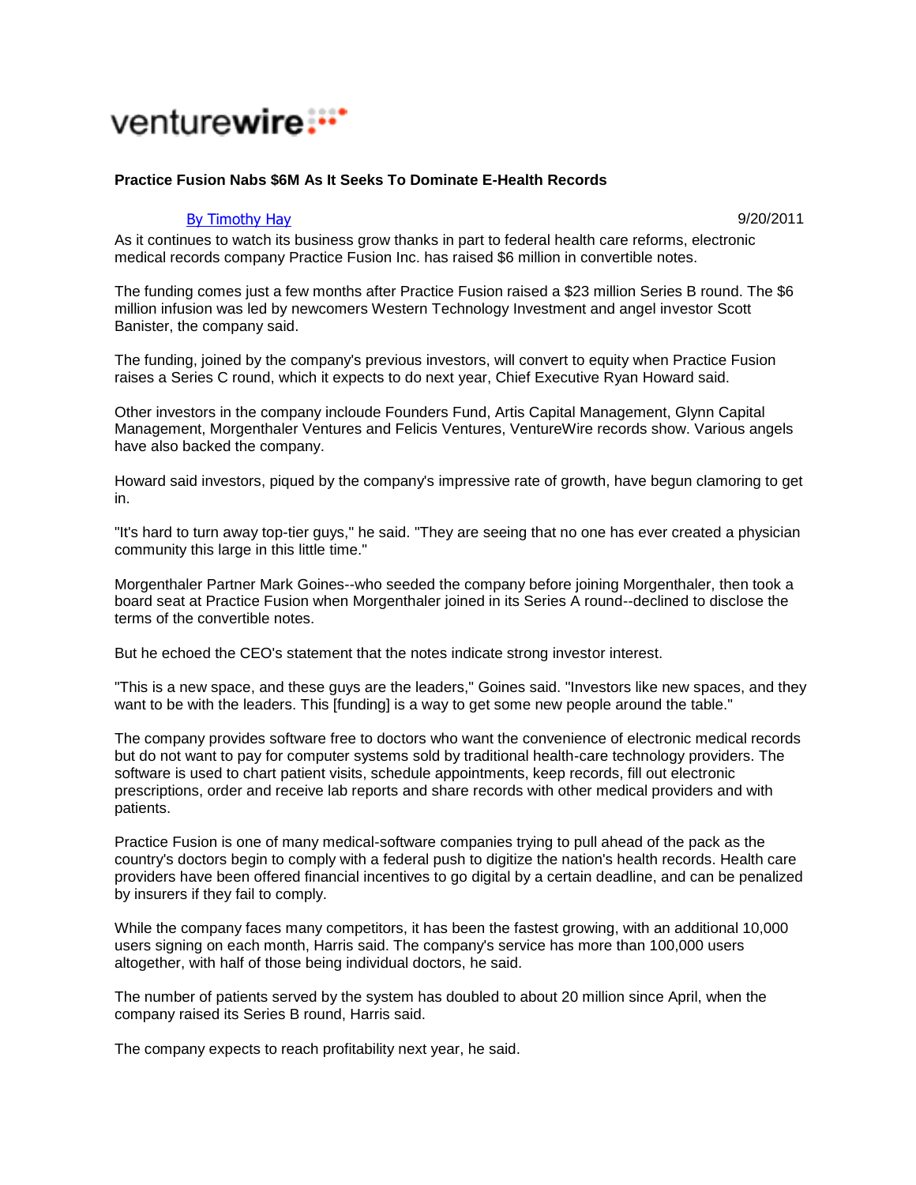venturewire

**Practice Fusion Nabs $6M As It Seeks To Dominate E-Health Records**

By Timothy Hay

9/20/2011

As it continues to watch its business grow thanks in part to federal health care reforms, electronic medical records company Practice Fusion Inc. has raised $6 million in convertible notes.

The funding comes just a few months after Practice Fusion raised a $23 million Series B round. The $6 million infusion was led by newcomers Western Technology Investment and angel investor Scott Banister, the company said.

The funding, joined by the company's previous investors, will convert to equity when Practice Fusion raises a Series C round, which it expects to do next year, Chief Executive Ryan Howard said.

Other investors in the company incloude Founders Fund, Artis Capital Management, Glynn Capital Management, Morgenthaler Ventures and Felicis Ventures, VentureWire records show. Various angels have also backed the company.

Howard said investors, piqued by the company's impressive rate of growth, have begun clamoring to get in.

"It's hard to turn away top-tier guys," he said. "They are seeing that no one has ever created a physician community this large in this little time."

Morgenthaler Partner Mark Goines--who seeded the company before joining Morgenthaler, then took a board seat at Practice Fusion when Morgenthaler joined in its Series A round--declined to disclose the terms of the convertible notes.

But he echoed the CEO's statement that the notes indicate strong investor interest.

"This is a new space, and these guys are the leaders," Goines said. "Investors like new spaces, and they want to be with the leaders. This [funding] is a way to get some new people around the table."

The company provides software free to doctors who want the convenience of electronic medical records but do not want to pay for computer systems sold by traditional health-care technology providers. The software is used to chart patient visits, schedule appointments, keep records, fill out electronic prescriptions, order and receive lab reports and share records with other medical providers and with patients.

Practice Fusion is one of many medical-software companies trying to pull ahead of the pack as the country's doctors begin to comply with a federal push to digitize the nation's health records. Health care providers have been offered financial incentives to go digital by a certain deadline, and can be penalized by insurers if they fail to comply.

While the company faces many competitors, it has been the fastest growing, with an additional 10,000 users signing on each month, Harris said. The company's service has more than 100,000 users altogether, with half of those being individual doctors, he said.

The number of patients served by the system has doubled to about 20 million since April, when the company raised its Series B round, Harris said.

The company expects to reach profitability next year, he said.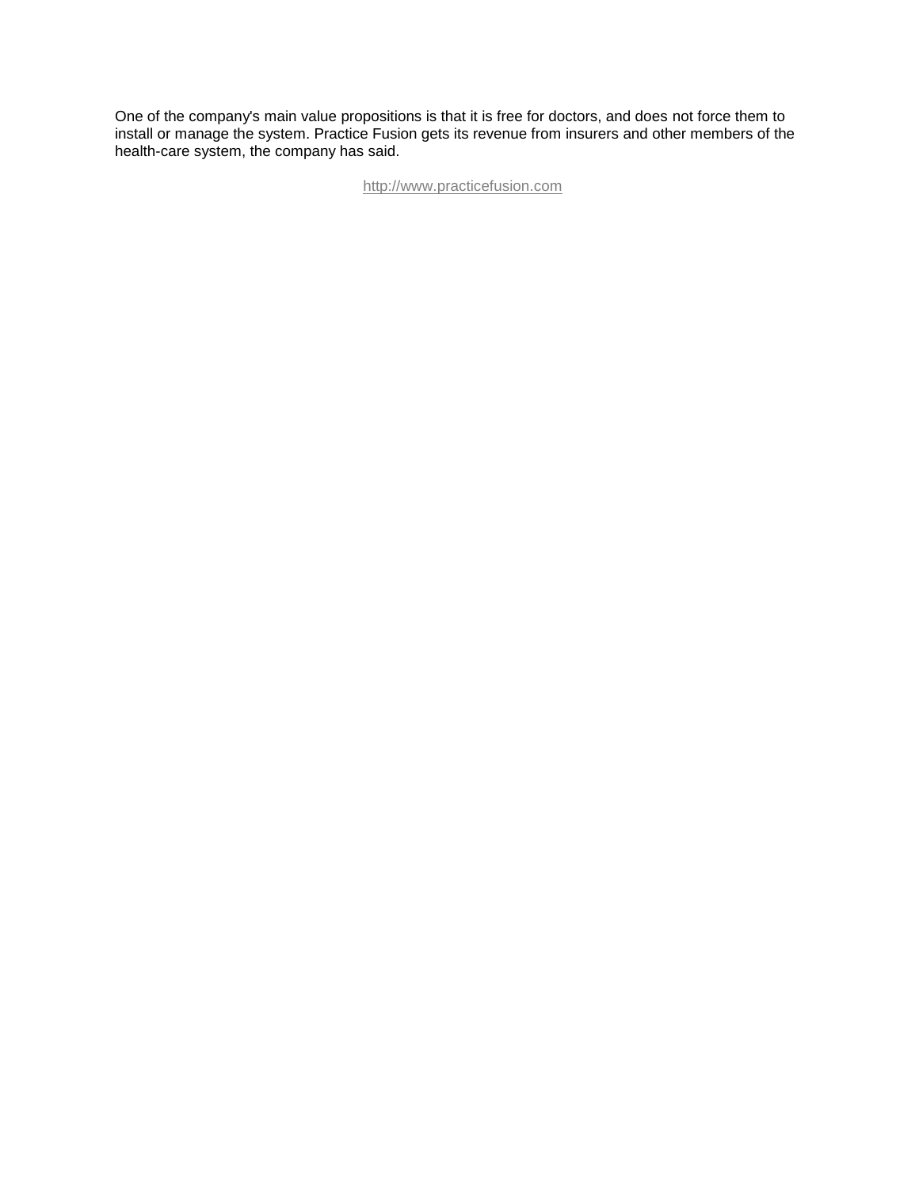One of the company's main value propositions is that it is free for doctors, and does not force them to install or manage the system. Practice Fusion gets its revenue from insurers and other members of the health-care system, the company has said.

http://www.practicefusion.com